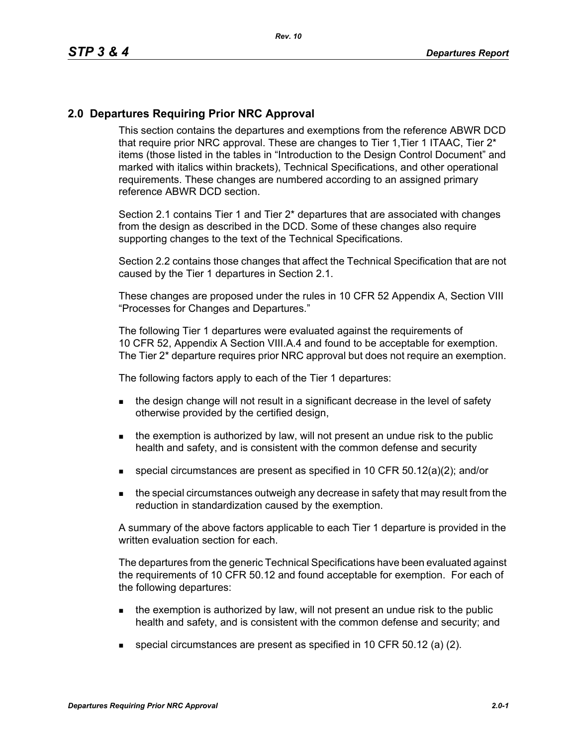## 2.0 Departures Requiring Prior NRC Approval

This section contains the departures and exemptions from the reference ABWR DCD that require prior NRC approval. These are changes to Tier 1,Tier 1 ITAAC, Tier 2* items (those listed in the tables in “Introduction to the Design Control Document” and marked with italics within brackets), Technical Specifications, and other operational requirements. These changes are numbered according to an assigned primary reference ABWR DCD section.

Section 2.1 contains Tier 1 and Tier 2* departures that are associated with changes from the design as described in the DCD. Some of these changes also require supporting changes to the text of the Technical Specifications.

Section 2.2 contains those changes that affect the Technical Specification that are not caused by the Tier 1 departures in Section 2.1.

These changes are proposed under the rules in 10 CFR 52 Appendix A, Section VIII “Processes for Changes and Departures.”

The following Tier 1 departures were evaluated against the requirements of 10 CFR 52, Appendix A Section VIII.A.4 and found to be acceptable for exemption. The Tier 2* departure requires prior NRC approval but does not require an exemption.

The following factors apply to each of the Tier 1 departures:

- the design change will not result in a significant decrease in the level of safety otherwise provided by the certified design,
- the exemption is authorized by law, will not present an undue risk to the public health and safety, and is consistent with the common defense and security
- special circumstances are present as specified in 10 CFR 50.12(a)(2); and/or
- the special circumstances outweigh any decrease in safety that may result from the reduction in standardization caused by the exemption.

A summary of the above factors applicable to each Tier 1 departure is provided in the written evaluation section for each.

The departures from the generic Technical Specifications have been evaluated against the requirements of 10 CFR 50.12 and found acceptable for exemption. For each of the following departures:

- the exemption is authorized by law, will not present an undue risk to the public health and safety, and is consistent with the common defense and security; and
- special circumstances are present as specified in 10 CFR 50.12 (a) (2).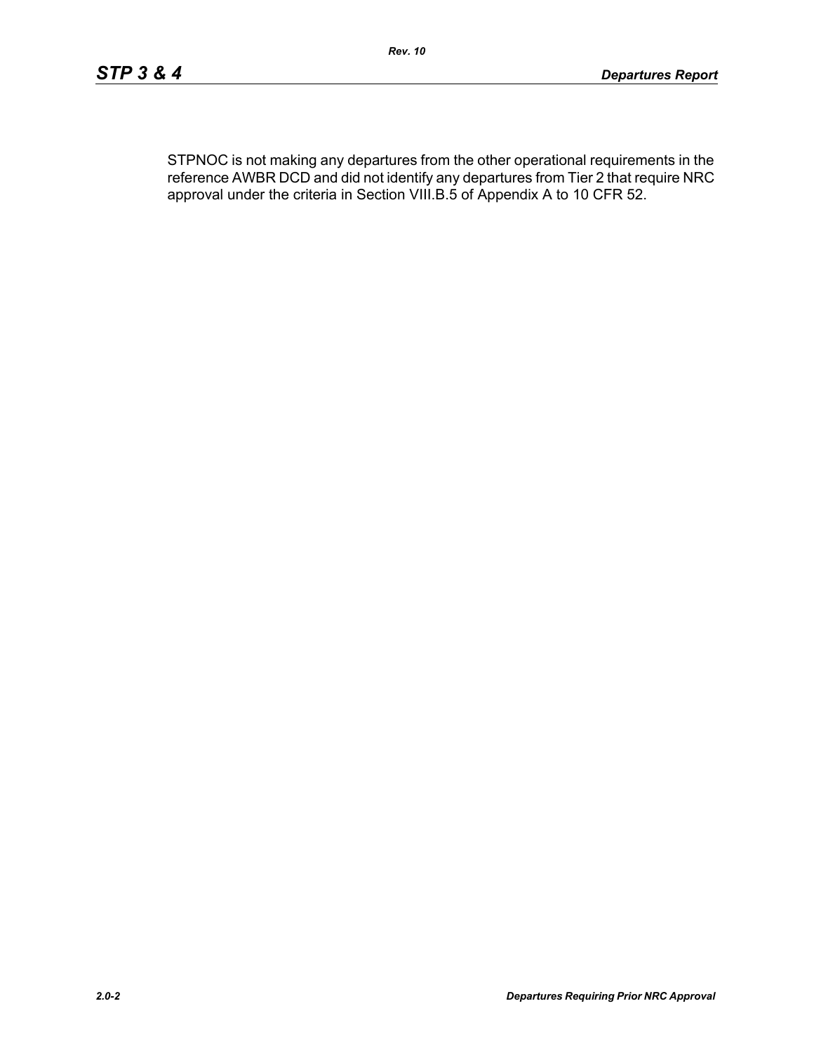STPNOC is not making any departures from the other operational requirements in the reference AWBR DCD and did not identify any departures from Tier 2 that require NRC approval under the criteria in Section VIII.B.5 of Appendix A to 10 CFR 52.